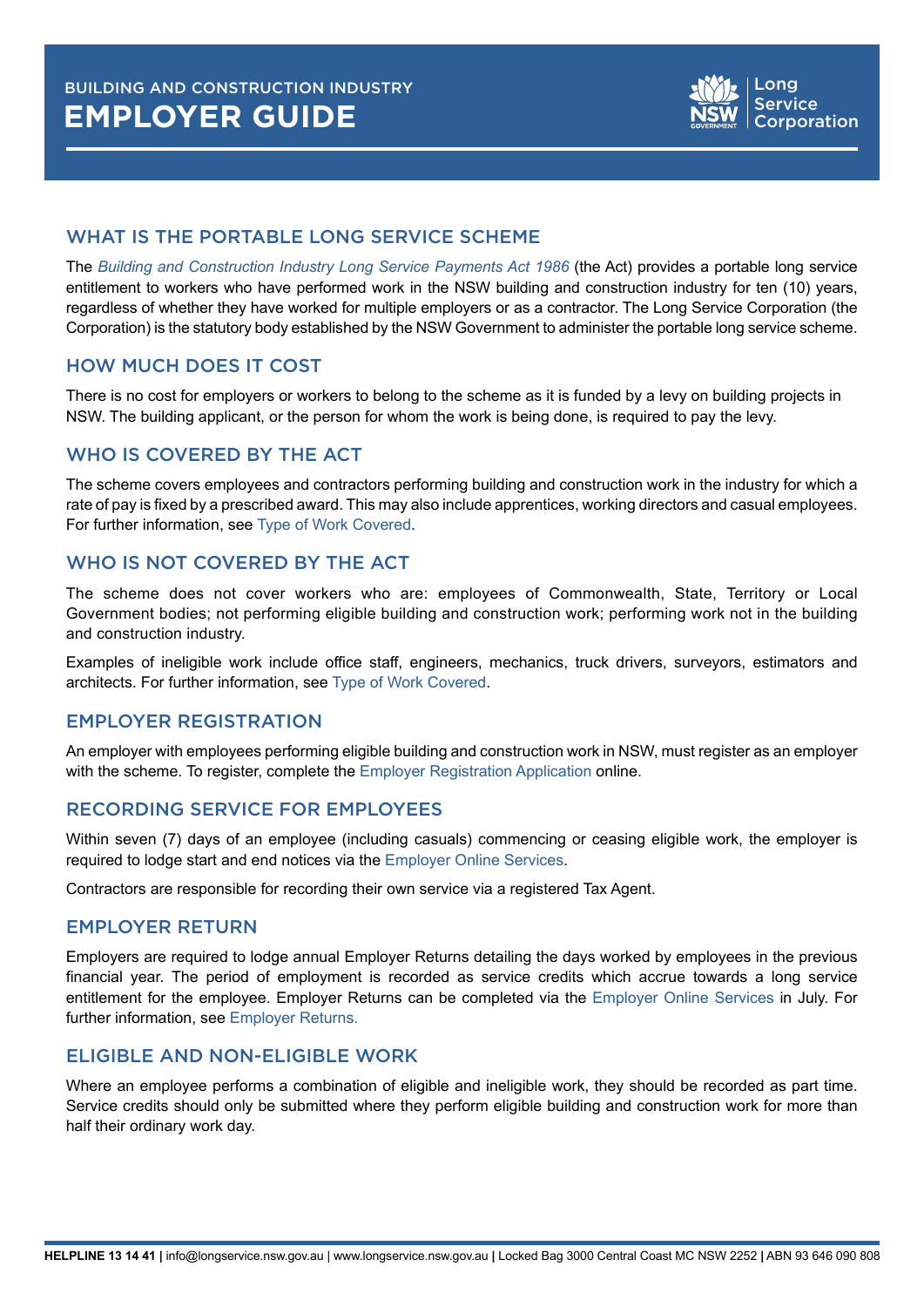BUILDING AND CONSTRUCTION INDUSTRY

# EMPLOYER GUIDE

Long Service Corporation

## WHAT IS THE PORTABLE LONG SERVICE SCHEME

The *Building and Construction Industry Long Service Payments Act 1986* (the Act) provides a portable long service entitlement to workers who have performed work in the NSW building and construction industry for ten (10) years, regardless of whether they have worked for multiple employers or as a contractor. The Long Service Corporation (the Corporation) is the statutory body established by the NSW Government to administer the portable long service scheme.

## HOW MUCH DOES IT COST

There is no cost for employers or workers to belong to the scheme as it is funded by a levy on building projects in NSW. The building applicant, or the person for whom the work is being done, is required to pay the levy.

## WHO IS COVERED BY THE ACT

The scheme covers employees and contractors performing building and construction work in the industry for which a rate of pay is fixed by a prescribed award. This may also include apprentices, working directors and casual employees. For further information, see Type of Work Covered.

## WHO IS NOT COVERED BY THE ACT

The scheme does not cover workers who are: employees of Commonwealth, State, Territory or Local Government bodies; not performing eligible building and construction work; performing work not in the building and construction industry.

Examples of ineligible work include office staff, engineers, mechanics, truck drivers, surveyors, estimators and architects. For further information, see Type of Work Covered.

## EMPLOYER REGISTRATION

An employer with employees performing eligible building and construction work in NSW, must register as an employer with the scheme. To register, complete the Employer Registration Application online.

## RECORDING SERVICE FOR EMPLOYEES

Within seven (7) days of an employee (including casuals) commencing or ceasing eligible work, the employer is required to lodge start and end notices via the Employer Online Services.

Contractors are responsible for recording their own service via a registered Tax Agent.

## EMPLOYER RETURN

Employers are required to lodge annual Employer Returns detailing the days worked by employees in the previous financial year. The period of employment is recorded as service credits which accrue towards a long service entitlement for the employee. Employer Returns can be completed via the Employer Online Services in July. For further information, see Employer Returns.

## ELIGIBLE AND NON-ELIGIBLE WORK

Where an employee performs a combination of eligible and ineligible work, they should be recorded as part time. Service credits should only be submitted where they perform eligible building and construction work for more than half their ordinary work day.

**HELPLINE 13 14 41 |** info@longservice.nsw.gov.au | www.longservice.nsw.gov.au **|** Locked Bag 3000 Central Coast MC NSW 2252 **|** ABN 93 646 090 808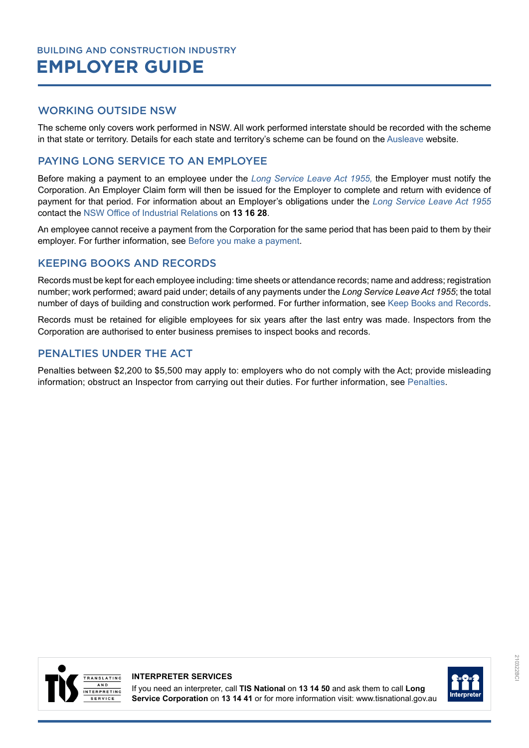BUILDING AND CONSTRUCTION INDUSTRY

# EMPLOYER GUIDE

## WORKING OUTSIDE NSW

The scheme only covers work performed in NSW. All work performed interstate should be recorded with the scheme in that state or territory. Details for each state and territory's scheme can be found on the Ausleave website.

## PAYING LONG SERVICE TO AN EMPLOYEE

Before making a payment to an employee under the *Long Service Leave Act 1955,* the Employer must notify the Corporation. An Employer Claim form will then be issued for the Employer to complete and return with evidence of payment for that period. For information about an Employer's obligations under the *Long Service Leave Act 1955* contact the NSW Office of Industrial Relations on **13 16 28**.

An employee cannot receive a payment from the Corporation for the same period that has been paid to them by their employer. For further information, see Before you make a payment.

## KEEPING BOOKS AND RECORDS

Records must be kept for each employee including: time sheets or attendance records; name and address; registration number; work performed; award paid under; details of any payments under the *Long Service Leave Act 1955*; the total number of days of building and construction work performed. For further information, see Keep Books and Records.

Records must be retained for eligible employees for six years after the last entry was made. Inspectors from the Corporation are authorised to enter business premises to inspect books and records.

## PENALTIES UNDER THE ACT

Penalties between $2,200 to $5,500 may apply to: employers who do not comply with the Act; provide misleading information; obstruct an Inspector from carrying out their duties. For further information, see Penalties.

**INTERPRETER SERVICES**

If you need an interpreter, call **TIS National** on **13 14 50** and ask them to call **Long Service Corporation** on **13 14 41** or for more information visit: www.tisnational.gov.au